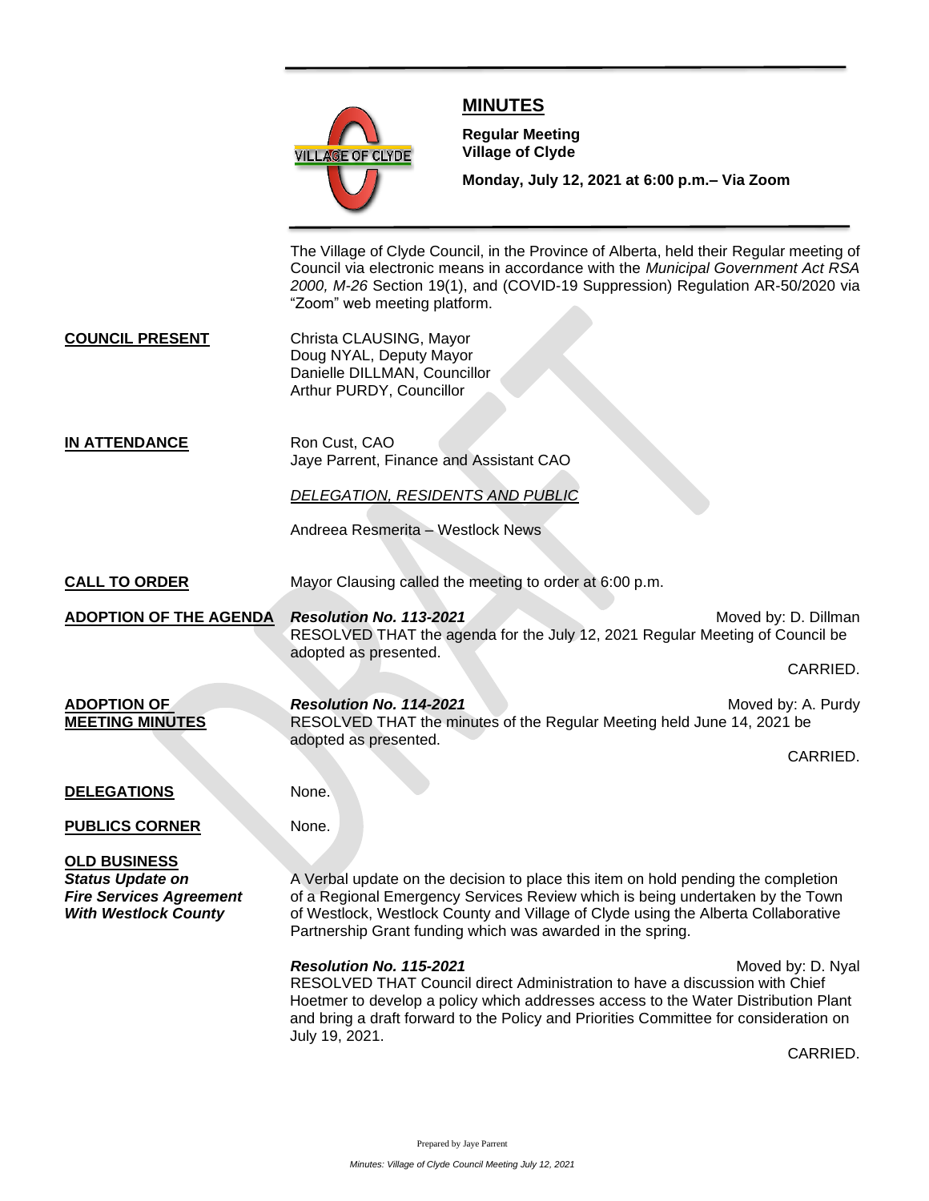# MINUTES

**Regular Meeting**
**Village of Clyde**

**Monday, July 12, 2021 at 6:00 p.m.– Via Zoom**

The Village of Clyde Council, in the Province of Alberta, held their Regular meeting of Council via electronic means in accordance with the *Municipal Government Act RSA 2000, M-26* Section 19(1), and (COVID-19 Suppression) Regulation AR-50/2020 via "Zoom" web meeting platform.

**COUNCIL PRESENT**

Christa CLAUSING, Mayor
Doug NYAL, Deputy Mayor
Danielle DILLMAN, Councillor
Arthur PURDY, Councillor

**IN ATTENDANCE**

Ron Cust, CAO
Jaye Parrent, Finance and Assistant CAO

*DELEGATION, RESIDENTS AND PUBLIC*

Andreea Resmerita – Westlock News

**CALL TO ORDER**

Mayor Clausing called the meeting to order at 6:00 p.m.

**ADOPTION OF THE AGENDA**

***Resolution No. 113-2021*** Moved by: D. Dillman
RESOLVED THAT the agenda for the July 12, 2021 Regular Meeting of Council be adopted as presented.

CARRIED.

**ADOPTION OF MEETING MINUTES**

***Resolution No. 114-2021*** Moved by: A. Purdy
RESOLVED THAT the minutes of the Regular Meeting held June 14, 2021 be adopted as presented.

CARRIED.

**DELEGATIONS**

None.

**PUBLICS CORNER**

None.

**OLD BUSINESS**

***Status Update on Fire Services Agreement With Westlock County***

A Verbal update on the decision to place this item on hold pending the completion of a Regional Emergency Services Review which is being undertaken by the Town of Westlock, Westlock County and Village of Clyde using the Alberta Collaborative Partnership Grant funding which was awarded in the spring.

***Resolution No. 115-2021*** Moved by: D. Nyal
RESOLVED THAT Council direct Administration to have a discussion with Chief Hoetmer to develop a policy which addresses access to the Water Distribution Plant and bring a draft forward to the Policy and Priorities Committee for consideration on July 19, 2021.

CARRIED.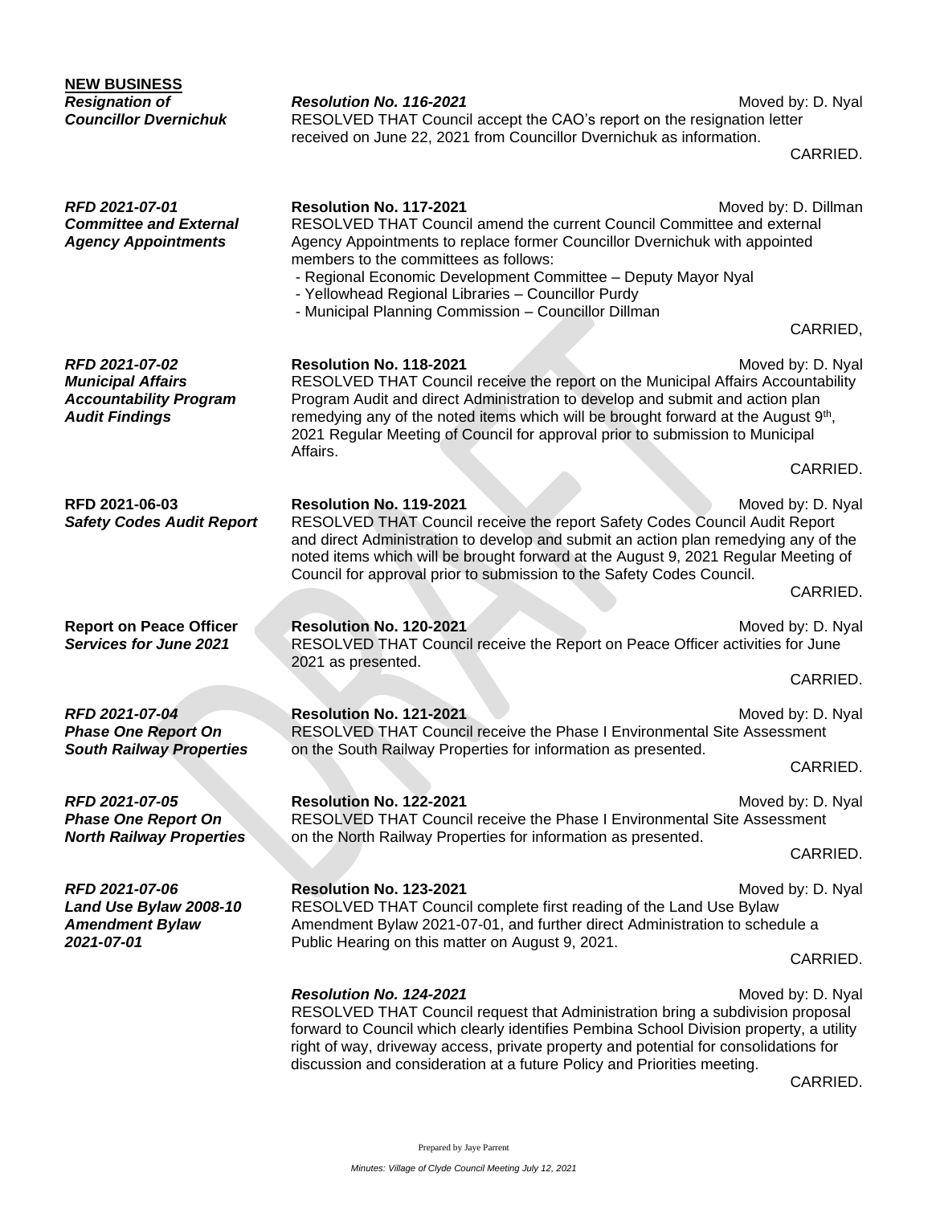**NEW BUSINESS**

***Resignation of Councillor Dvernichuk***

***Resolution No. 116-2021*** Moved by: D. Nyal

RESOLVED THAT Council accept the CAO's report on the resignation letter received on June 22, 2021 from Councillor Dvernichuk as information.

CARRIED.

***RFD 2021-07-01 Committee and External Agency Appointments***

**Resolution No. 117-2021** Moved by: D. Dillman

RESOLVED THAT Council amend the current Council Committee and external Agency Appointments to replace former Councillor Dvernichuk with appointed members to the committees as follows:

- Regional Economic Development Committee – Deputy Mayor Nyal
- Yellowhead Regional Libraries – Councillor Purdy
- Municipal Planning Commission – Councillor Dillman

CARRIED,

***RFD 2021-07-02 Municipal Affairs Accountability Program Audit Findings***

**Resolution No. 118-2021** Moved by: D. Nyal

RESOLVED THAT Council receive the report on the Municipal Affairs Accountability Program Audit and direct Administration to develop and submit and action plan remedying any of the noted items which will be brought forward at the August 9th, 2021 Regular Meeting of Council for approval prior to submission to Municipal Affairs.

CARRIED.

**RFD 2021-06-03** ***Safety Codes Audit Report***

**Resolution No. 119-2021** Moved by: D. Nyal

RESOLVED THAT Council receive the report Safety Codes Council Audit Report and direct Administration to develop and submit an action plan remedying any of the noted items which will be brought forward at the August 9, 2021 Regular Meeting of Council for approval prior to submission to the Safety Codes Council.

CARRIED.

**Report on Peace Officer** ***Services for June 2021***

**Resolution No. 120-2021** Moved by: D. Nyal

RESOLVED THAT Council receive the Report on Peace Officer activities for June 2021 as presented.

CARRIED.

***RFD 2021-07-04 Phase One Report On South Railway Properties***

**Resolution No. 121-2021** Moved by: D. Nyal

RESOLVED THAT Council receive the Phase I Environmental Site Assessment on the South Railway Properties for information as presented.

CARRIED.

***RFD 2021-07-05 Phase One Report On North Railway Properties***

**Resolution No. 122-2021** Moved by: D. Nyal

RESOLVED THAT Council receive the Phase I Environmental Site Assessment on the North Railway Properties for information as presented.

CARRIED.

***RFD 2021-07-06 Land Use Bylaw 2008-10 Amendment Bylaw 2021-07-01***

**Resolution No. 123-2021** Moved by: D. Nyal

RESOLVED THAT Council complete first reading of the Land Use Bylaw Amendment Bylaw 2021-07-01, and further direct Administration to schedule a Public Hearing on this matter on August 9, 2021.

CARRIED.

***Resolution No. 124-2021*** Moved by: D. Nyal

RESOLVED THAT Council request that Administration bring a subdivision proposal forward to Council which clearly identifies Pembina School Division property, a utility right of way, driveway access, private property and potential for consolidations for discussion and consideration at a future Policy and Priorities meeting.

CARRIED.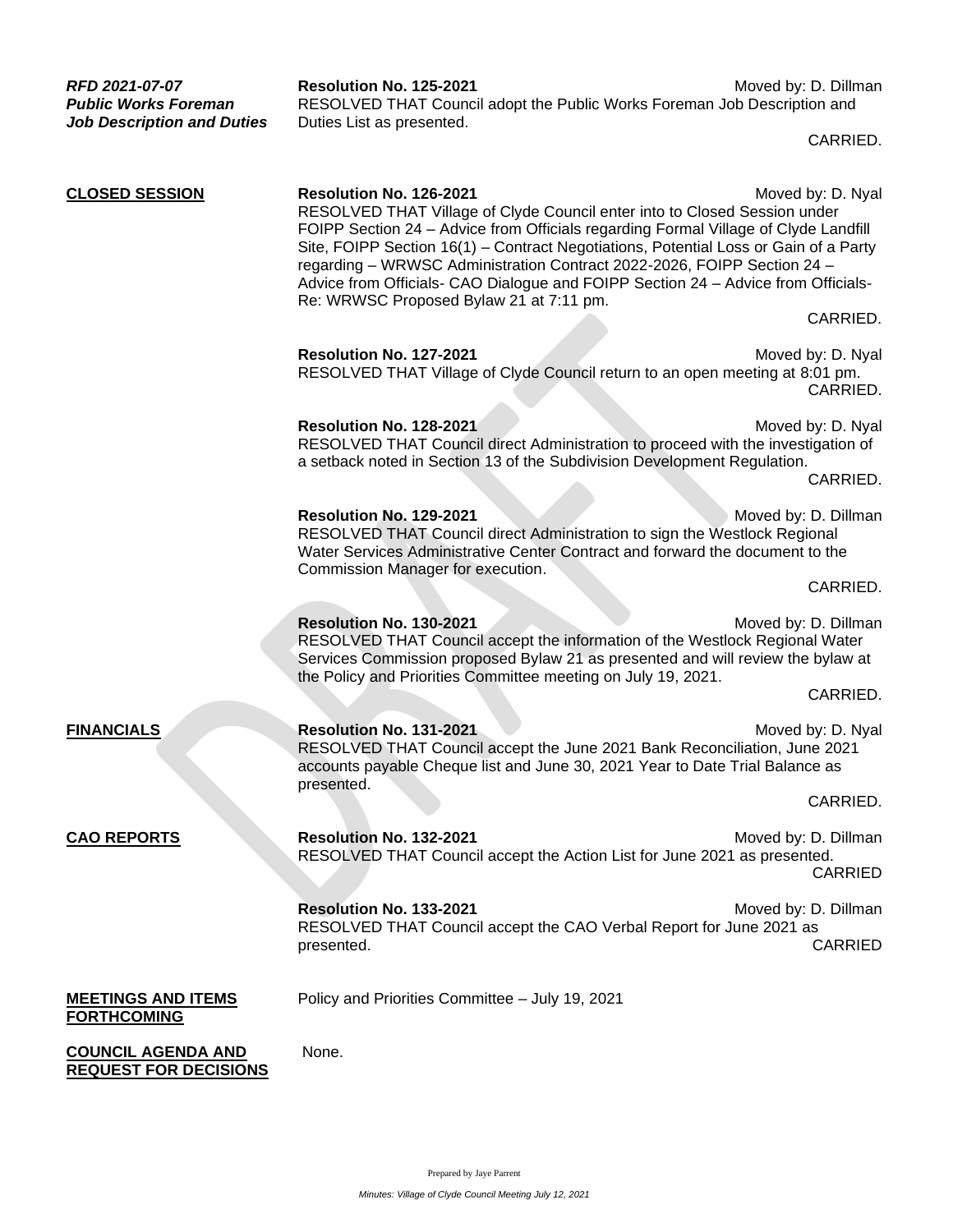***RFD 2021-07-07***
***Public Works Foreman Job Description and Duties***

**Resolution No. 125-2021** Moved by: D. Dillman

RESOLVED THAT Council adopt the Public Works Foreman Job Description and Duties List as presented.

CARRIED.

**CLOSED SESSION**

**Resolution No. 126-2021** Moved by: D. Nyal

RESOLVED THAT Village of Clyde Council enter into to Closed Session under FOIPP Section 24 – Advice from Officials regarding Formal Village of Clyde Landfill Site, FOIPP Section 16(1) – Contract Negotiations, Potential Loss or Gain of a Party regarding – WRWSC Administration Contract 2022-2026, FOIPP Section 24 – Advice from Officials- CAO Dialogue and FOIPP Section 24 – Advice from Officials- Re: WRWSC Proposed Bylaw 21 at 7:11 pm.

CARRIED.

**Resolution No. 127-2021** Moved by: D. Nyal

RESOLVED THAT Village of Clyde Council return to an open meeting at 8:01 pm.

CARRIED.

**Resolution No. 128-2021** Moved by: D. Nyal

RESOLVED THAT Council direct Administration to proceed with the investigation of a setback noted in Section 13 of the Subdivision Development Regulation.

CARRIED.

**Resolution No. 129-2021** Moved by: D. Dillman

RESOLVED THAT Council direct Administration to sign the Westlock Regional Water Services Administrative Center Contract and forward the document to the Commission Manager for execution.

CARRIED.

**Resolution No. 130-2021** Moved by: D. Dillman

RESOLVED THAT Council accept the information of the Westlock Regional Water Services Commission proposed Bylaw 21 as presented and will review the bylaw at the Policy and Priorities Committee meeting on July 19, 2021.

CARRIED.

**FINANCIALS**

**Resolution No. 131-2021** Moved by: D. Nyal

RESOLVED THAT Council accept the June 2021 Bank Reconciliation, June 2021 accounts payable Cheque list and June 30, 2021 Year to Date Trial Balance as presented.

CARRIED.

**CAO REPORTS**

**Resolution No. 132-2021** Moved by: D. Dillman

RESOLVED THAT Council accept the Action List for June 2021 as presented.

CARRIED

**Resolution No. 133-2021** Moved by: D. Dillman

RESOLVED THAT Council accept the CAO Verbal Report for June 2021 as presented.

CARRIED

**MEETINGS AND ITEMS FORTHCOMING**

Policy and Priorities Committee – July 19, 2021

**COUNCIL AGENDA AND REQUEST FOR DECISIONS**

None.

Prepared by Jaye Parrent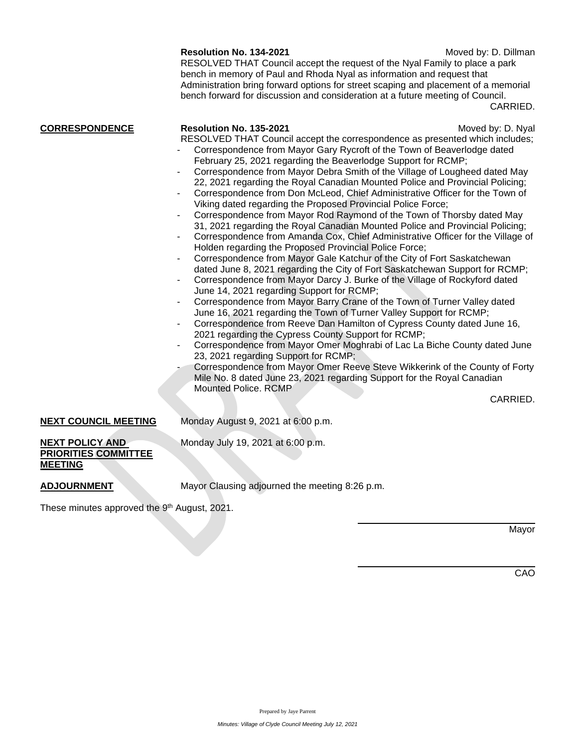**Resolution No. 134-2021** Moved by: D. Dillman

RESOLVED THAT Council accept the request of the Nyal Family to place a park bench in memory of Paul and Rhoda Nyal as information and request that Administration bring forward options for street scaping and placement of a memorial bench forward for discussion and consideration at a future meeting of Council.

CARRIED.

**CORRESPONDENCE**

**Resolution No. 135-2021** Moved by: D. Nyal

RESOLVED THAT Council accept the correspondence as presented which includes;

- Correspondence from Mayor Gary Rycroft of the Town of Beaverlodge dated February 25, 2021 regarding the Beaverlodge Support for RCMP;
- Correspondence from Mayor Debra Smith of the Village of Lougheed dated May 22, 2021 regarding the Royal Canadian Mounted Police and Provincial Policing;
- Correspondence from Don McLeod, Chief Administrative Officer for the Town of Viking dated regarding the Proposed Provincial Police Force;
- Correspondence from Mayor Rod Raymond of the Town of Thorsby dated May 31, 2021 regarding the Royal Canadian Mounted Police and Provincial Policing;
- Correspondence from Amanda Cox, Chief Administrative Officer for the Village of Holden regarding the Proposed Provincial Police Force;
- Correspondence from Mayor Gale Katchur of the City of Fort Saskatchewan dated June 8, 2021 regarding the City of Fort Saskatchewan Support for RCMP;
- Correspondence from Mayor Darcy J. Burke of the Village of Rockyford dated June 14, 2021 regarding Support for RCMP;
- Correspondence from Mayor Barry Crane of the Town of Turner Valley dated June 16, 2021 regarding the Town of Turner Valley Support for RCMP;
- Correspondence from Reeve Dan Hamilton of Cypress County dated June 16, 2021 regarding the Cypress County Support for RCMP;
- Correspondence from Mayor Omer Moghrabi of Lac La Biche County dated June 23, 2021 regarding Support for RCMP;
- Correspondence from Mayor Omer Reeve Steve Wikkerink of the County of Forty Mile No. 8 dated June 23, 2021 regarding Support for the Royal Canadian Mounted Police. RCMP

CARRIED.

**NEXT COUNCIL MEETING** Monday August 9, 2021 at 6:00 p.m.

**NEXT POLICY AND PRIORITIES COMMITTEE MEETING** Monday July 19, 2021 at 6:00 p.m.

**ADJOURNMENT** Mayor Clausing adjourned the meeting 8:26 p.m.

These minutes approved the 9th August, 2021.

______________________
Mayor

______________________
CAO

Prepared by Jaye Parrent

*Minutes: Village of Clyde Council Meeting July 12, 2021*